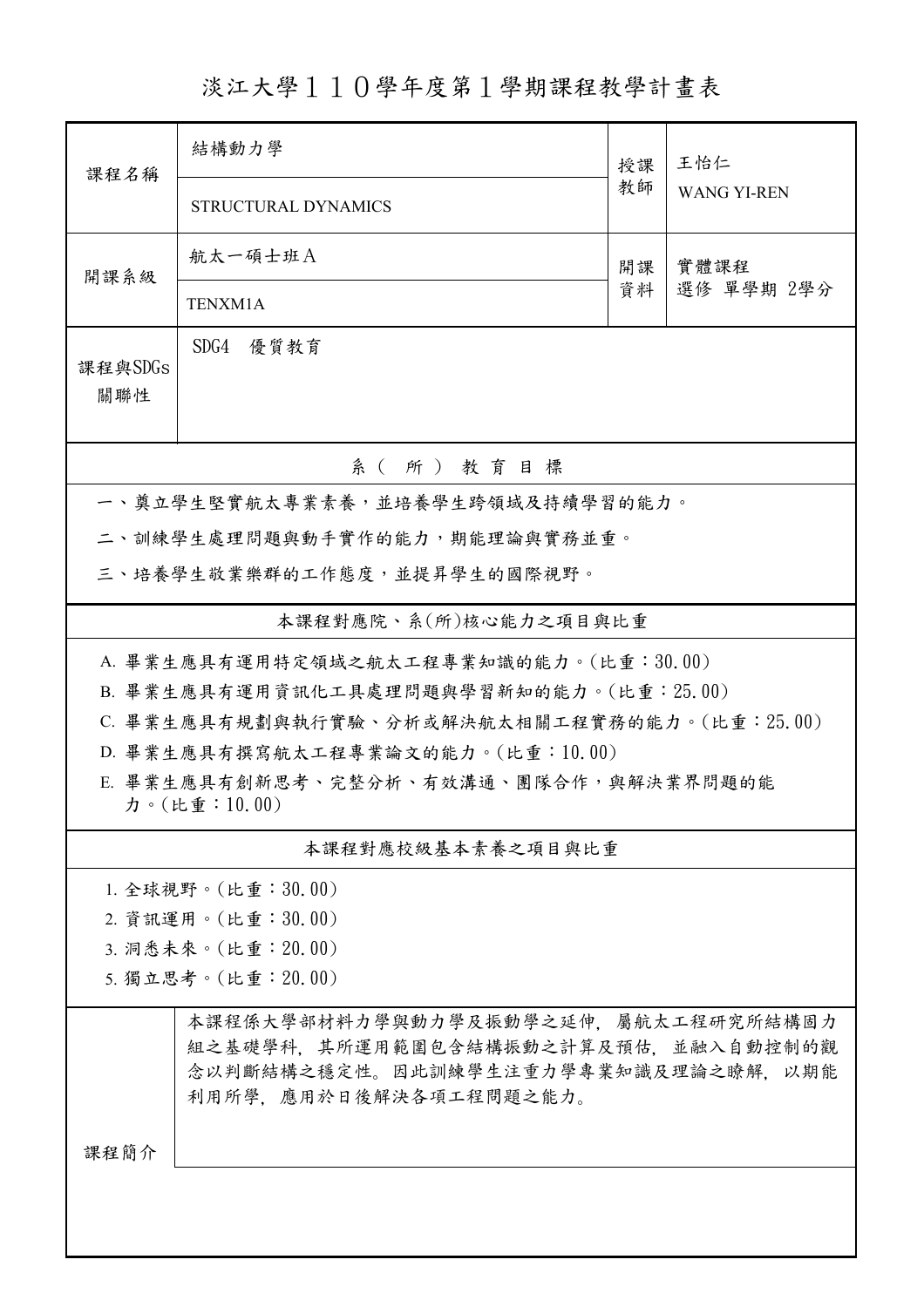# 淡江大學１１０學年度第１學期課程教學計畫表

| 課程名稱 | 結構動力學 | 授課教師 | 王怡仁 |
|---|---|---|---|
| | STRUCTURAL DYNAMICS | | WANG YI-REN |
| 開課系級 | 航太一碩士班Ａ | 開課資料 | 實體課程 |
| | TENXM1A | | 選修 單學期 2學分 |
| 課程與SDGs關聯性 | SDG4　優質教育 | | |

## 系（所）教育目標

一、奠立學生堅實航太專業素養，並培養學生跨領域及持續學習的能力。

二、訓練學生處理問題與動手實作的能力，期能理論與實務並重。

三、培養學生敬業樂群的工作態度，並提昇學生的國際視野。

## 本課程對應院、系(所)核心能力之項目與比重

A. 畢業生應具有運用特定領域之航太工程專業知識的能力。(比重：30.00)

B. 畢業生應具有運用資訊化工具處理問題與學習新知的能力。(比重：25.00)

C. 畢業生應具有規劃與執行實驗、分析或解決航太相關工程實務的能力。(比重：25.00)

D. 畢業生應具有撰寫航太工程專業論文的能力。(比重：10.00)

E. 畢業生應具有創新思考、完整分析、有效溝通、團隊合作，與解決業界問題的能力。(比重：10.00)

## 本課程對應校級基本素養之項目與比重

1. 全球視野。(比重：30.00)
2. 資訊運用。(比重：30.00)
3. 洞悉未來。(比重：20.00)
5. 獨立思考。(比重：20.00)

## 課程簡介

本課程係大學部材料力學與動力學及振動學之延伸，屬航太工程研究所結構固力組之基礎學科，其所運用範圍包含結構振動之計算及預估，並融入自動控制的觀念以判斷結構之穩定性。因此訓練學生注重力學專業知識及理論之瞭解，以期能利用所學，應用於日後解決各項工程問題之能力。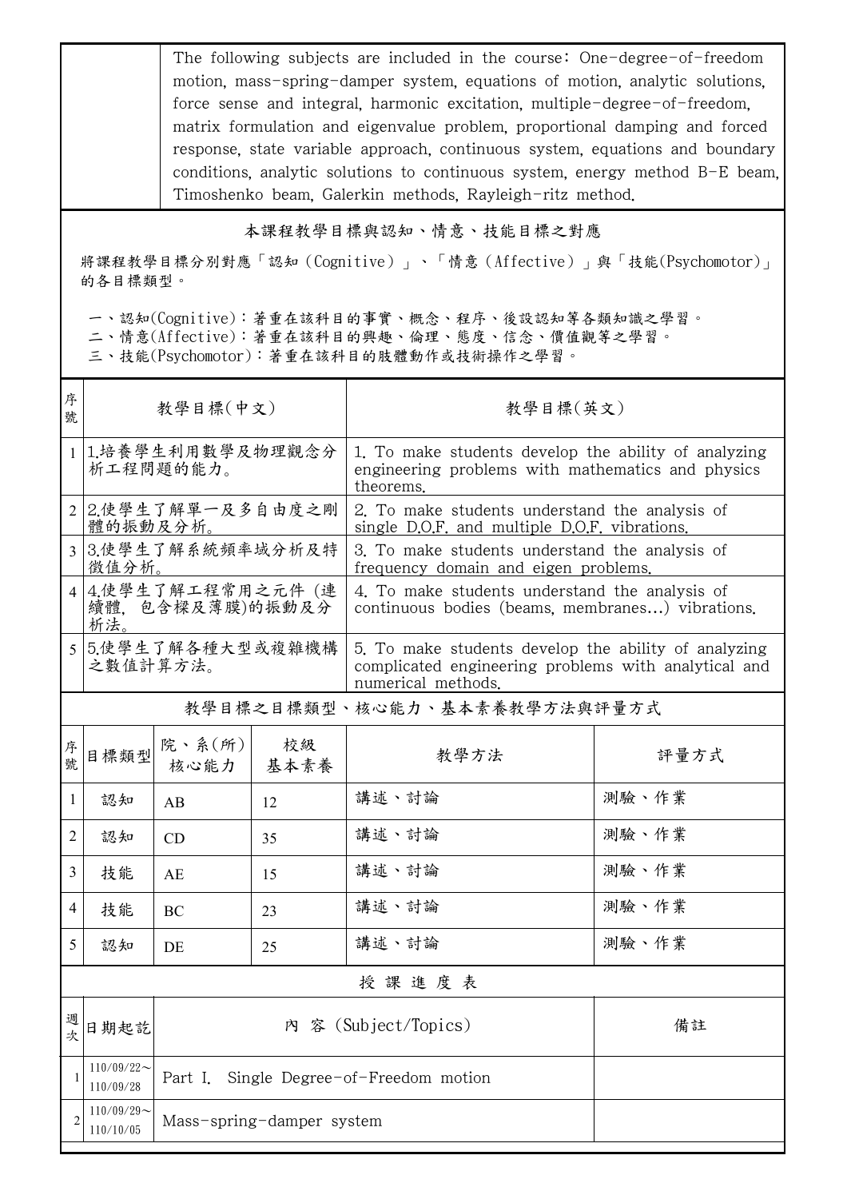| | The following subjects are included in the course: One-degree-of-freedom motion, mass-spring-damper system, equations of motion, analytic solutions, force sense and integral, harmonic excitation, multiple-degree-of-freedom, matrix formulation and eigenvalue problem, proportional damping and forced response, state variable approach, continuous system, equations and boundary conditions, analytic solutions to continuous system, energy method B-E beam, Timoshenko beam, Galerkin methods, Rayleigh-ritz method. |
|---|---|

## 本課程教學目標與認知、情意、技能目標之對應

將課程教學目標分別對應「認知（Cognitive）」、「情意（Affective）」與「技能(Psychomotor)」的各目標類型。

一、認知(Cognitive)：著重在該科目的事實、概念、程序、後設認知等各類知識之學習。
二、情意(Affective)：著重在該科目的興趣、倫理、態度、信念、價值觀等之學習。
三、技能(Psychomotor)：著重在該科目的肢體動作或技術操作之學習。

| 序號 | 教學目標(中文) | 教學目標(英文) |
|---|---|---|
| 1 | 1.培養學生利用數學及物理觀念分析工程問題的能力。 | 1. To make students develop the ability of analyzing engineering problems with mathematics and physics theorems. |
| 2 | 2.使學生了解單一及多自由度之剛體的振動及分析。 | 2. To make students understand the analysis of single D.O.F. and multiple D.O.F. vibrations. |
| 3 | 3.使學生了解系統頻率域分析及特徵值分析。 | 3. To make students understand the analysis of frequency domain and eigen problems. |
| 4 | 4.使學生了解工程常用之元件 (連續體, 包含樑及薄膜)的振動及分析法。 | 4. To make students understand the analysis of continuous bodies (beams, membranes...) vibrations. |
| 5 | 5.使學生了解各種大型或複雜機構之數值計算方法。 | 5. To make students develop the ability of analyzing complicated engineering problems with analytical and numerical methods. |

## 教學目標之目標類型、核心能力、基本素養教學方法與評量方式

| 序號 | 目標類型 | 院、系(所)核心能力 | 校級基本素養 | 教學方法 | 評量方式 |
|---|---|---|---|---|---|
| 1 | 認知 | AB | 12 | 講述、討論 | 測驗、作業 |
| 2 | 認知 | CD | 35 | 講述、討論 | 測驗、作業 |
| 3 | 技能 | AE | 15 | 講述、討論 | 測驗、作業 |
| 4 | 技能 | BC | 23 | 講述、討論 | 測驗、作業 |
| 5 | 認知 | DE | 25 | 講述、討論 | 測驗、作業 |

## 授 課 進 度 表

| 週次 | 日期起訖 | 內 容 (Subject/Topics) | 備註 |
|---|---|---|---|
| 1 | 110/09/22～110/09/28 | Part I. Single Degree-of-Freedom motion | |
| 2 | 110/09/29～110/10/05 | Mass-spring-damper system | |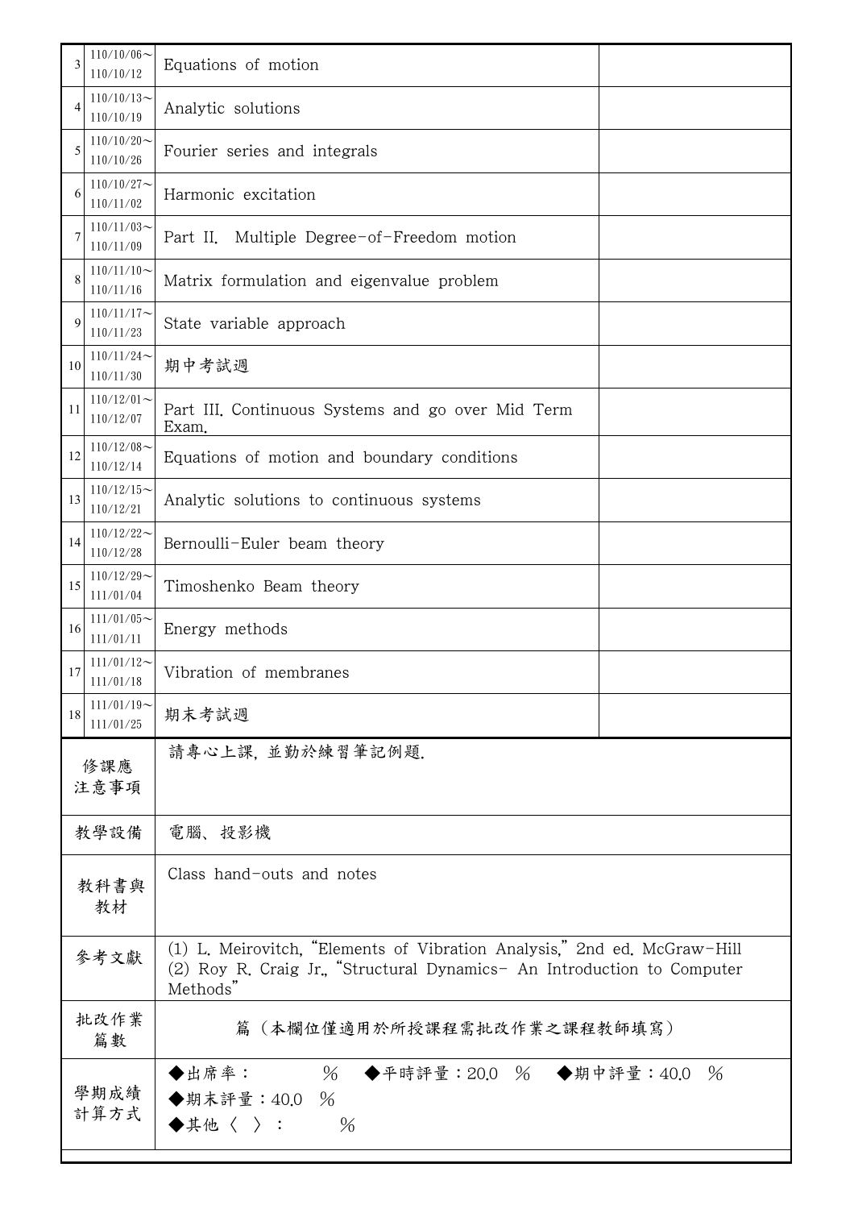| 3 | 110/10/06～<br>110/10/12 | Equations of motion | |
|---|---|---|---|
| 4 | 110/10/13～<br>110/10/19 | Analytic solutions | |
| 5 | 110/10/20～<br>110/10/26 | Fourier series and integrals | |
| 6 | 110/10/27～<br>110/11/02 | Harmonic excitation | |
| 7 | 110/11/03～<br>110/11/09 | Part II. Multiple Degree-of-Freedom motion | |
| 8 | 110/11/10～<br>110/11/16 | Matrix formulation and eigenvalue problem | |
| 9 | 110/11/17～<br>110/11/23 | State variable approach | |
| 10 | 110/11/24～<br>110/11/30 | 期中考試週 | |
| 11 | 110/12/01～<br>110/12/07 | Part III. Continuous Systems and go over Mid Term Exam. | |
| 12 | 110/12/08～<br>110/12/14 | Equations of motion and boundary conditions | |
| 13 | 110/12/15～<br>110/12/21 | Analytic solutions to continuous systems | |
| 14 | 110/12/22～<br>110/12/28 | Bernoulli-Euler beam theory | |
| 15 | 110/12/29～<br>111/01/04 | Timoshenko Beam theory | |
| 16 | 111/01/05～<br>111/01/11 | Energy methods | |
| 17 | 111/01/12～<br>111/01/18 | Vibration of membranes | |
| 18 | 111/01/19～<br>111/01/25 | 期末考試週 | |

| 修課應注意事項 | 請專心上課, 並勤於練習筆記例題. |
|---|---|
| 教學設備 | 電腦、投影機 |
| 教科書與教材 | Class hand-outs and notes |
| 參考文獻 | (1) L. Meirovitch, "Elements of Vibration Analysis," 2nd ed. McGraw-Hill<br>(2) Roy R. Craig Jr., "Structural Dynamics- An Introduction to Computer Methods" |
| 批改作業篇數 | 篇（本欄位僅適用於所授課程需批改作業之課程教師填寫） |
| 學期成績計算方式 | ◆出席率： % ◆平時評量：20.0 % ◆期中評量：40.0 %<br>◆期末評量：40.0 %<br>◆其他〈 〉： % |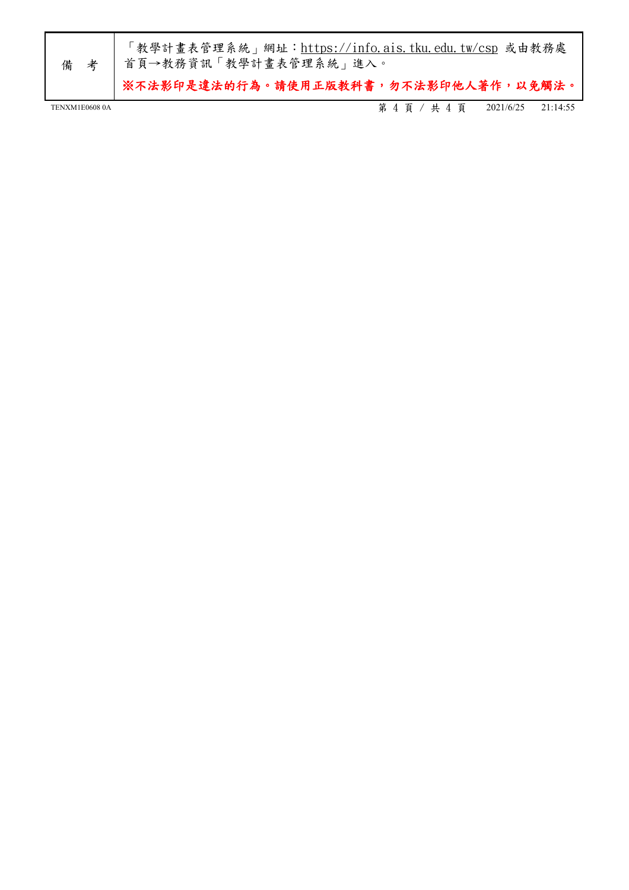| 備　考 | 「教學計畫表管理系統」網址：https://info.ais.tku.edu.tw/csp 或由教務處首頁→教務資訊「教學計畫表管理系統」進入。<br>**※不法影印是違法的行為。請使用正版教科書，勿不法影印他人著作，以免觸法。** |
| --- | --- |

TENXM1E0608 0A　　2021/6/25　21:14:55